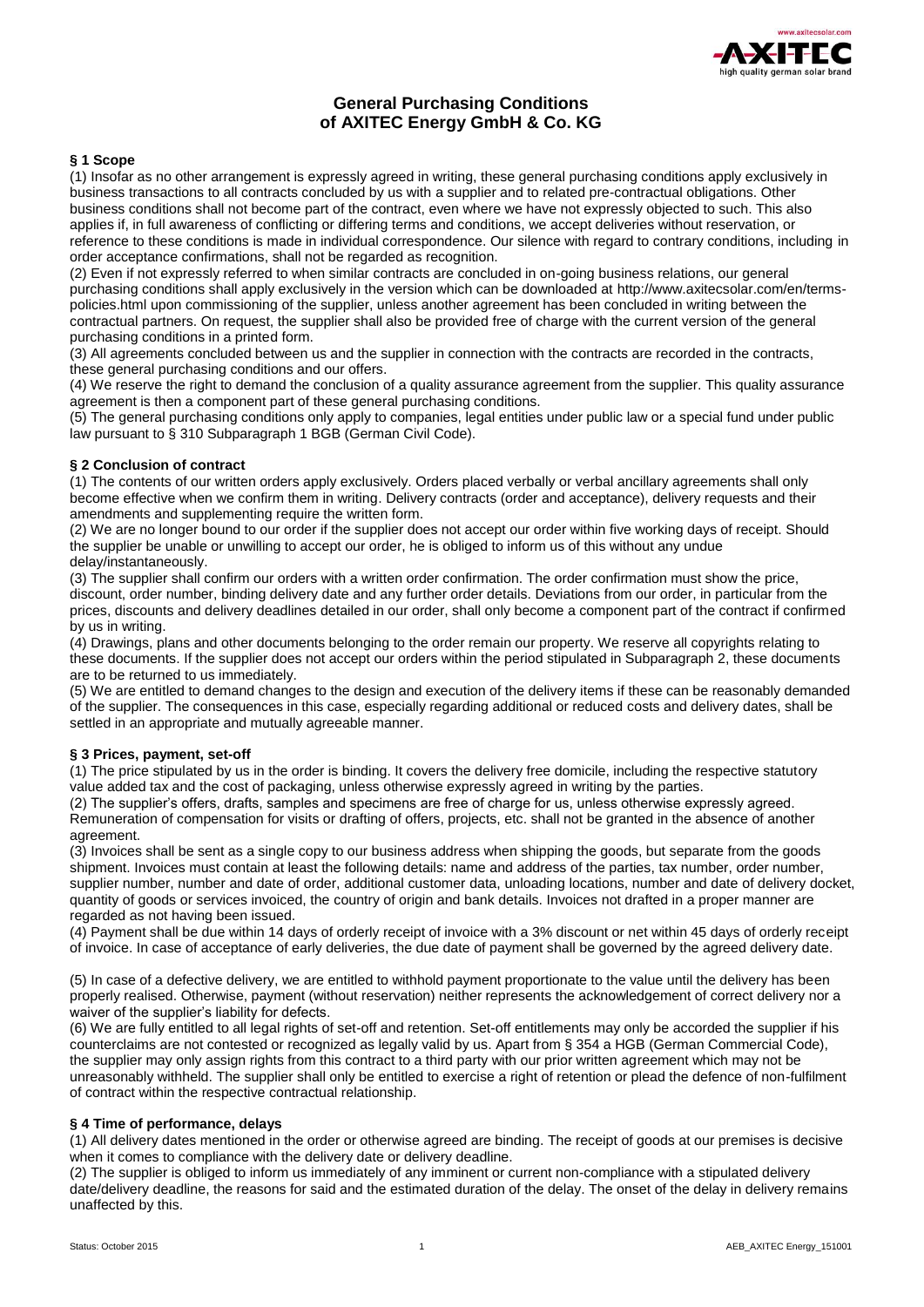# General Purchasing Conditions of AXITEC Energy GmbH & Co. KG

## § 1 Scope

(1) Insofar as no other arrangement is expressly agreed in writing, these general purchasing conditions apply exclusively in business transactions to all contracts concluded by us with a supplier and to related pre-contractual obligations. Other business conditions shall not become part of the contract, even where we have not expressly objected to such. This also applies if, in full awareness of conflicting or differing terms and conditions, we accept deliveries without reservation, or reference to these conditions is made in individual correspondence. Our silence with regard to contrary conditions, including in order acceptance confirmations, shall not be regarded as recognition.

(2) Even if not expressly referred to when similar contracts are concluded in on-going business relations, our general purchasing conditions shall apply exclusively in the version which can be downloaded at http://www.axitecsolar.com/en/terms-policies.html upon commissioning of the supplier, unless another agreement has been concluded in writing between the contractual partners. On request, the supplier shall also be provided free of charge with the current version of the general purchasing conditions in a printed form.

(3) All agreements concluded between us and the supplier in connection with the contracts are recorded in the contracts, these general purchasing conditions and our offers.

(4) We reserve the right to demand the conclusion of a quality assurance agreement from the supplier. This quality assurance agreement is then a component part of these general purchasing conditions.

(5) The general purchasing conditions only apply to companies, legal entities under public law or a special fund under public law pursuant to § 310 Subparagraph 1 BGB (German Civil Code).

## § 2 Conclusion of contract

(1) The contents of our written orders apply exclusively. Orders placed verbally or verbal ancillary agreements shall only become effective when we confirm them in writing. Delivery contracts (order and acceptance), delivery requests and their amendments and supplementing require the written form.

(2) We are no longer bound to our order if the supplier does not accept our order within five working days of receipt. Should the supplier be unable or unwilling to accept our order, he is obliged to inform us of this without any undue delay/instantaneously.

(3) The supplier shall confirm our orders with a written order confirmation. The order confirmation must show the price, discount, order number, binding delivery date and any further order details. Deviations from our order, in particular from the prices, discounts and delivery deadlines detailed in our order, shall only become a component part of the contract if confirmed by us in writing.

(4) Drawings, plans and other documents belonging to the order remain our property. We reserve all copyrights relating to these documents. If the supplier does not accept our orders within the period stipulated in Subparagraph 2, these documents are to be returned to us immediately.

(5) We are entitled to demand changes to the design and execution of the delivery items if these can be reasonably demanded of the supplier. The consequences in this case, especially regarding additional or reduced costs and delivery dates, shall be settled in an appropriate and mutually agreeable manner.

## § 3 Prices, payment, set-off

(1) The price stipulated by us in the order is binding. It covers the delivery free domicile, including the respective statutory value added tax and the cost of packaging, unless otherwise expressly agreed in writing by the parties.

(2) The supplier's offers, drafts, samples and specimens are free of charge for us, unless otherwise expressly agreed. Remuneration of compensation for visits or drafting of offers, projects, etc. shall not be granted in the absence of another agreement.

(3) Invoices shall be sent as a single copy to our business address when shipping the goods, but separate from the goods shipment. Invoices must contain at least the following details: name and address of the parties, tax number, order number, supplier number, number and date of order, additional customer data, unloading locations, number and date of delivery docket, quantity of goods or services invoiced, the country of origin and bank details. Invoices not drafted in a proper manner are regarded as not having been issued.

(4) Payment shall be due within 14 days of orderly receipt of invoice with a 3% discount or net within 45 days of orderly receipt of invoice. In case of acceptance of early deliveries, the due date of payment shall be governed by the agreed delivery date.

(5) In case of a defective delivery, we are entitled to withhold payment proportionate to the value until the delivery has been properly realised. Otherwise, payment (without reservation) neither represents the acknowledgement of correct delivery nor a waiver of the supplier's liability for defects.

(6) We are fully entitled to all legal rights of set-off and retention. Set-off entitlements may only be accorded the supplier if his counterclaims are not contested or recognized as legally valid by us. Apart from § 354 a HGB (German Commercial Code), the supplier may only assign rights from this contract to a third party with our prior written agreement which may not be unreasonably withheld. The supplier shall only be entitled to exercise a right of retention or plead the defence of non-fulfilment of contract within the respective contractual relationship.

## § 4 Time of performance, delays

(1) All delivery dates mentioned in the order or otherwise agreed are binding. The receipt of goods at our premises is decisive when it comes to compliance with the delivery date or delivery deadline.

(2) The supplier is obliged to inform us immediately of any imminent or current non-compliance with a stipulated delivery date/delivery deadline, the reasons for said and the estimated duration of the delay. The onset of the delay in delivery remains unaffected by this.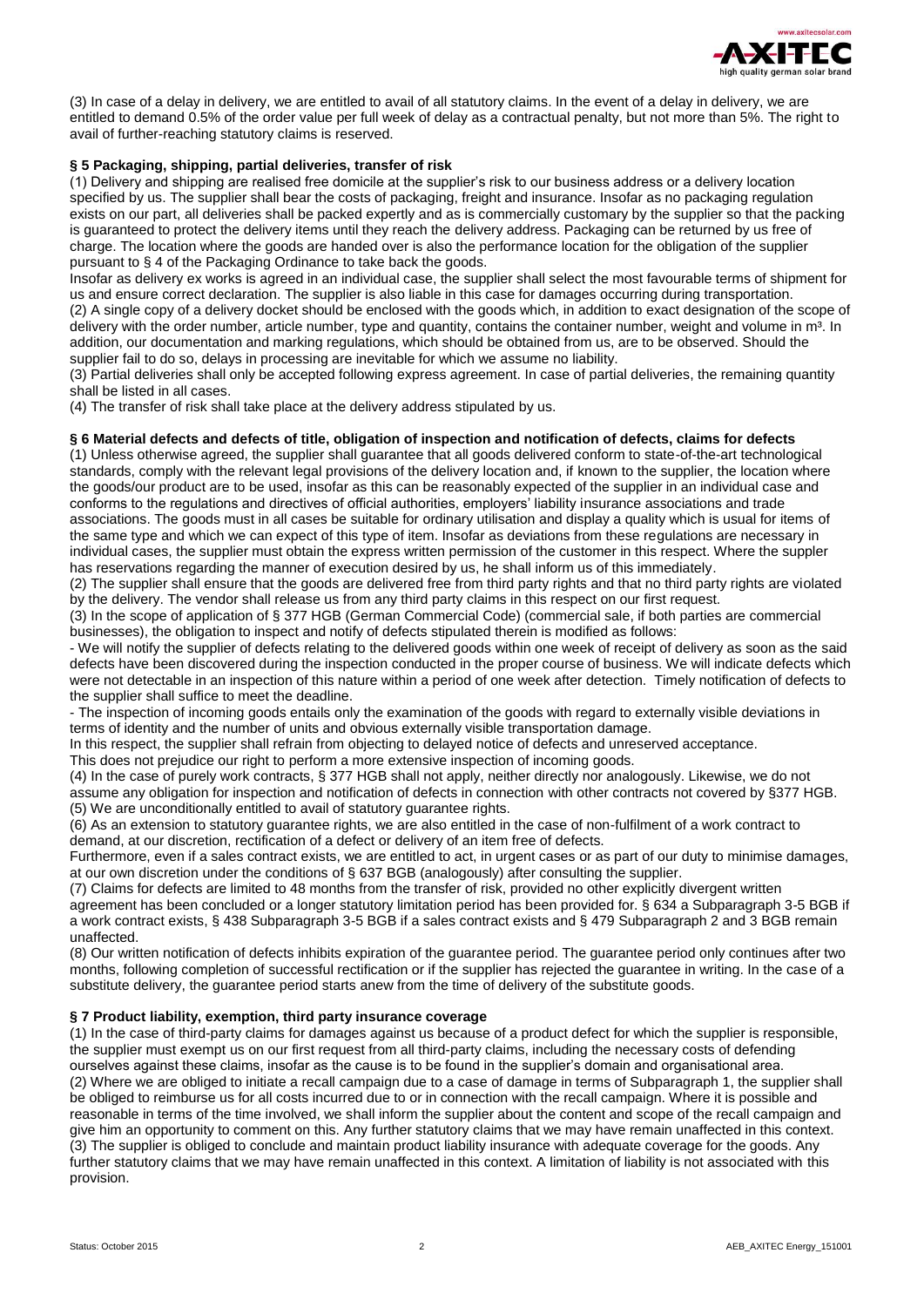(3) In case of a delay in delivery, we are entitled to avail of all statutory claims. In the event of a delay in delivery, we are entitled to demand 0.5% of the order value per full week of delay as a contractual penalty, but not more than 5%. The right to avail of further-reaching statutory claims is reserved.

### § 5 Packaging, shipping, partial deliveries, transfer of risk

(1) Delivery and shipping are realised free domicile at the supplier's risk to our business address or a delivery location specified by us. The supplier shall bear the costs of packaging, freight and insurance. Insofar as no packaging regulation exists on our part, all deliveries shall be packed expertly and as is commercially customary by the supplier so that the packing is guaranteed to protect the delivery items until they reach the delivery address. Packaging can be returned by us free of charge. The location where the goods are handed over is also the performance location for the obligation of the supplier pursuant to § 4 of the Packaging Ordinance to take back the goods.

Insofar as delivery ex works is agreed in an individual case, the supplier shall select the most favourable terms of shipment for us and ensure correct declaration. The supplier is also liable in this case for damages occurring during transportation.

(2) A single copy of a delivery docket should be enclosed with the goods which, in addition to exact designation of the scope of delivery with the order number, article number, type and quantity, contains the container number, weight and volume in m³. In addition, our documentation and marking regulations, which should be obtained from us, are to be observed. Should the supplier fail to do so, delays in processing are inevitable for which we assume no liability.

(3) Partial deliveries shall only be accepted following express agreement. In case of partial deliveries, the remaining quantity shall be listed in all cases.

(4) The transfer of risk shall take place at the delivery address stipulated by us.

### § 6 Material defects and defects of title, obligation of inspection and notification of defects, claims for defects

(1) Unless otherwise agreed, the supplier shall guarantee that all goods delivered conform to state-of-the-art technological standards, comply with the relevant legal provisions of the delivery location and, if known to the supplier, the location where the goods/our product are to be used, insofar as this can be reasonably expected of the supplier in an individual case and conforms to the regulations and directives of official authorities, employers' liability insurance associations and trade associations. The goods must in all cases be suitable for ordinary utilisation and display a quality which is usual for items of the same type and which we can expect of this type of item. Insofar as deviations from these regulations are necessary in individual cases, the supplier must obtain the express written permission of the customer in this respect. Where the suppler has reservations regarding the manner of execution desired by us, he shall inform us of this immediately.

(2) The supplier shall ensure that the goods are delivered free from third party rights and that no third party rights are violated by the delivery. The vendor shall release us from any third party claims in this respect on our first request.

(3) In the scope of application of § 377 HGB (German Commercial Code) (commercial sale, if both parties are commercial businesses), the obligation to inspect and notify of defects stipulated therein is modified as follows:

- We will notify the supplier of defects relating to the delivered goods within one week of receipt of delivery as soon as the said defects have been discovered during the inspection conducted in the proper course of business. We will indicate defects which were not detectable in an inspection of this nature within a period of one week after detection. Timely notification of defects to the supplier shall suffice to meet the deadline.
- The inspection of incoming goods entails only the examination of the goods with regard to externally visible deviations in terms of identity and the number of units and obvious externally visible transportation damage.

In this respect, the supplier shall refrain from objecting to delayed notice of defects and unreserved acceptance.

This does not prejudice our right to perform a more extensive inspection of incoming goods.

(4) In the case of purely work contracts, § 377 HGB shall not apply, neither directly nor analogously. Likewise, we do not assume any obligation for inspection and notification of defects in connection with other contracts not covered by §377 HGB.

(5) We are unconditionally entitled to avail of statutory guarantee rights.

(6) As an extension to statutory guarantee rights, we are also entitled in the case of non-fulfilment of a work contract to demand, at our discretion, rectification of a defect or delivery of an item free of defects.

Furthermore, even if a sales contract exists, we are entitled to act, in urgent cases or as part of our duty to minimise damages, at our own discretion under the conditions of § 637 BGB (analogously) after consulting the supplier.

(7) Claims for defects are limited to 48 months from the transfer of risk, provided no other explicitly divergent written agreement has been concluded or a longer statutory limitation period has been provided for. § 634 a Subparagraph 3-5 BGB if a work contract exists, § 438 Subparagraph 3-5 BGB if a sales contract exists and § 479 Subparagraph 2 and 3 BGB remain unaffected.

(8) Our written notification of defects inhibits expiration of the guarantee period. The guarantee period only continues after two months, following completion of successful rectification or if the supplier has rejected the guarantee in writing. In the case of a substitute delivery, the guarantee period starts anew from the time of delivery of the substitute goods.

### § 7 Product liability, exemption, third party insurance coverage

(1) In the case of third-party claims for damages against us because of a product defect for which the supplier is responsible, the supplier must exempt us on our first request from all third-party claims, including the necessary costs of defending ourselves against these claims, insofar as the cause is to be found in the supplier's domain and organisational area.

(2) Where we are obliged to initiate a recall campaign due to a case of damage in terms of Subparagraph 1, the supplier shall be obliged to reimburse us for all costs incurred due to or in connection with the recall campaign. Where it is possible and reasonable in terms of the time involved, we shall inform the supplier about the content and scope of the recall campaign and give him an opportunity to comment on this. Any further statutory claims that we may have remain unaffected in this context.

(3) The supplier is obliged to conclude and maintain product liability insurance with adequate coverage for the goods. Any further statutory claims that we may have remain unaffected in this context. A limitation of liability is not associated with this provision.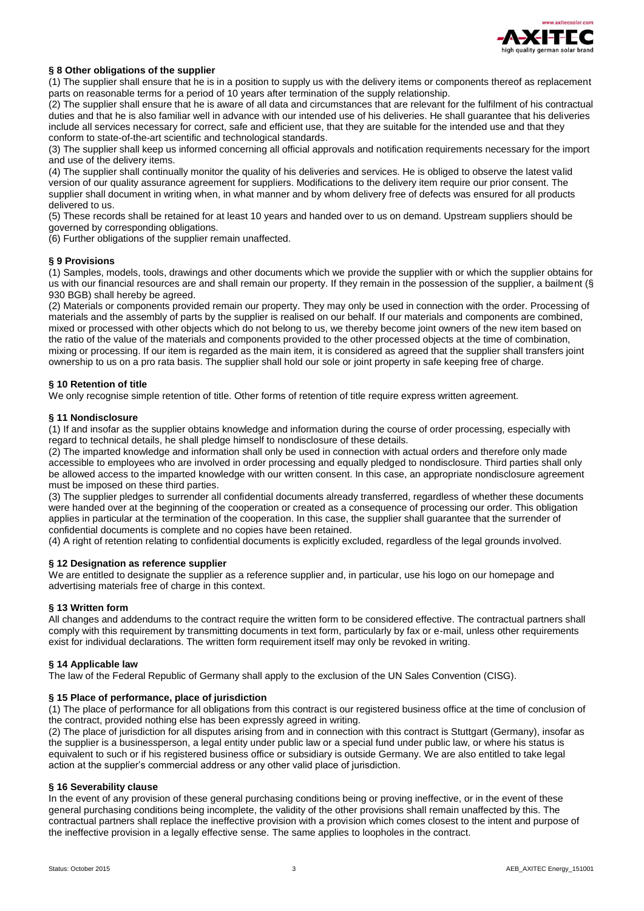## § 8 Other obligations of the supplier

(1) The supplier shall ensure that he is in a position to supply us with the delivery items or components thereof as replacement parts on reasonable terms for a period of 10 years after termination of the supply relationship.

(2) The supplier shall ensure that he is aware of all data and circumstances that are relevant for the fulfilment of his contractual duties and that he is also familiar well in advance with our intended use of his deliveries. He shall guarantee that his deliveries include all services necessary for correct, safe and efficient use, that they are suitable for the intended use and that they conform to state-of-the-art scientific and technological standards.

(3) The supplier shall keep us informed concerning all official approvals and notification requirements necessary for the import and use of the delivery items.

(4) The supplier shall continually monitor the quality of his deliveries and services. He is obliged to observe the latest valid version of our quality assurance agreement for suppliers. Modifications to the delivery item require our prior consent. The supplier shall document in writing when, in what manner and by whom delivery free of defects was ensured for all products delivered to us.

(5) These records shall be retained for at least 10 years and handed over to us on demand. Upstream suppliers should be governed by corresponding obligations.

(6) Further obligations of the supplier remain unaffected.

## § 9 Provisions

(1) Samples, models, tools, drawings and other documents which we provide the supplier with or which the supplier obtains for us with our financial resources are and shall remain our property. If they remain in the possession of the supplier, a bailment (§ 930 BGB) shall hereby be agreed.

(2) Materials or components provided remain our property. They may only be used in connection with the order. Processing of materials and the assembly of parts by the supplier is realised on our behalf. If our materials and components are combined, mixed or processed with other objects which do not belong to us, we thereby become joint owners of the new item based on the ratio of the value of the materials and components provided to the other processed objects at the time of combination, mixing or processing. If our item is regarded as the main item, it is considered as agreed that the supplier shall transfers joint ownership to us on a pro rata basis. The supplier shall hold our sole or joint property in safe keeping free of charge.

## § 10 Retention of title

We only recognise simple retention of title. Other forms of retention of title require express written agreement.

## § 11 Nondisclosure

(1) If and insofar as the supplier obtains knowledge and information during the course of order processing, especially with regard to technical details, he shall pledge himself to nondisclosure of these details.

(2) The imparted knowledge and information shall only be used in connection with actual orders and therefore only made accessible to employees who are involved in order processing and equally pledged to nondisclosure. Third parties shall only be allowed access to the imparted knowledge with our written consent. In this case, an appropriate nondisclosure agreement must be imposed on these third parties.

(3) The supplier pledges to surrender all confidential documents already transferred, regardless of whether these documents were handed over at the beginning of the cooperation or created as a consequence of processing our order. This obligation applies in particular at the termination of the cooperation. In this case, the supplier shall guarantee that the surrender of confidential documents is complete and no copies have been retained.

(4) A right of retention relating to confidential documents is explicitly excluded, regardless of the legal grounds involved.

## § 12 Designation as reference supplier

We are entitled to designate the supplier as a reference supplier and, in particular, use his logo on our homepage and advertising materials free of charge in this context.

## § 13 Written form

All changes and addendums to the contract require the written form to be considered effective. The contractual partners shall comply with this requirement by transmitting documents in text form, particularly by fax or e-mail, unless other requirements exist for individual declarations. The written form requirement itself may only be revoked in writing.

## § 14 Applicable law

The law of the Federal Republic of Germany shall apply to the exclusion of the UN Sales Convention (CISG).

## § 15 Place of performance, place of jurisdiction

(1) The place of performance for all obligations from this contract is our registered business office at the time of conclusion of the contract, provided nothing else has been expressly agreed in writing.

(2) The place of jurisdiction for all disputes arising from and in connection with this contract is Stuttgart (Germany), insofar as the supplier is a businessperson, a legal entity under public law or a special fund under public law, or where his status is equivalent to such or if his registered business office or subsidiary is outside Germany. We are also entitled to take legal action at the supplier's commercial address or any other valid place of jurisdiction.

## § 16 Severability clause

In the event of any provision of these general purchasing conditions being or proving ineffective, or in the event of these general purchasing conditions being incomplete, the validity of the other provisions shall remain unaffected by this. The contractual partners shall replace the ineffective provision with a provision which comes closest to the intent and purpose of the ineffective provision in a legally effective sense. The same applies to loopholes in the contract.